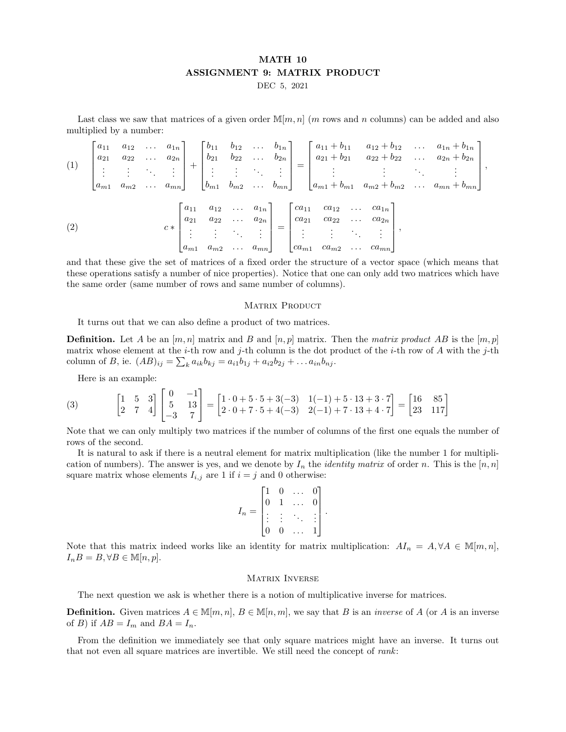# MATH 10
## ASSIGNMENT 9: MATRIX PRODUCT

DEC 5, 2021

Last class we saw that matrices of a given order $\mathbb{M}[m,n]$ ($m$ rows and $n$ columns) can be added and also multiplied by a number:

$$\begin{bmatrix} a_{11} & a_{12} & \dots & a_{1n} \\ a_{21} & a_{22} & \dots & a_{2n} \\ \vdots & \vdots & \ddots & \vdots \\ a_{m1} & a_{m2} & \dots & a_{mn} \end{bmatrix} + \begin{bmatrix} b_{11} & b_{12} & \dots & b_{1n} \\ b_{21} & b_{22} & \dots & b_{2n} \\ \vdots & \vdots & \ddots & \vdots \\ b_{m1} & b_{m2} & \dots & b_{mn} \end{bmatrix} = \begin{bmatrix} a_{11}+b_{11} & a_{12}+b_{12} & \dots & a_{1n}+b_{1n} \\ a_{21}+b_{21} & a_{22}+b_{22} & \dots & a_{2n}+b_{2n} \\ \vdots & \vdots & \ddots & \vdots \\ a_{m1}+b_{m1} & a_{m2}+b_{m2} & \dots & a_{mn}+b_{mn} \end{bmatrix}, \tag{1}$$

$$c * \begin{bmatrix} a_{11} & a_{12} & \dots & a_{1n} \\ a_{21} & a_{22} & \dots & a_{2n} \\ \vdots & \vdots & \ddots & \vdots \\ a_{m1} & a_{m2} & \dots & a_{mn} \end{bmatrix} = \begin{bmatrix} ca_{11} & ca_{12} & \dots & ca_{1n} \\ ca_{21} & ca_{22} & \dots & ca_{2n} \\ \vdots & \vdots & \ddots & \vdots \\ ca_{m1} & ca_{m2} & \dots & ca_{mn} \end{bmatrix}, \tag{2}$$

and that these give the set of matrices of a fixed order the structure of a vector space (which means that these operations satisfy a number of nice properties). Notice that one can only add two matrices which have the same order (same number of rows and same number of columns).

### Matrix Product

It turns out that we can also define a product of two matrices.

**Definition.** Let $A$ be an $[m,n]$ matrix and $B$ and $[n,p]$ matrix. Then the *matrix product* $AB$ is the $[m,p]$ matrix whose element at the $i$-th row and $j$-th column is the dot product of the $i$-th row of $A$ with the $j$-th column of $B$, ie. $(AB)_{ij} = \sum_k a_{ik}b_{kj} = a_{i1}b_{1j} + a_{i2}b_{2j} + \dots a_{in}b_{nj}$.

Here is an example:

$$\begin{bmatrix} 1 & 5 & 3 \\ 2 & 7 & 4 \end{bmatrix} \begin{bmatrix} 0 & -1 \\ 5 & 13 \\ -3 & 7 \end{bmatrix} = \begin{bmatrix} 1\cdot 0 + 5\cdot 5 + 3(-3) & 1(-1) + 5\cdot 13 + 3\cdot 7 \\ 2\cdot 0 + 7\cdot 5 + 4(-3) & 2(-1) + 7\cdot 13 + 4\cdot 7 \end{bmatrix} = \begin{bmatrix} 16 & 85 \\ 23 & 117 \end{bmatrix} \tag{3}$$

Note that we can only multiply two matrices if the number of columns of the first one equals the number of rows of the second.

It is natural to ask if there is a neutral element for matrix multiplication (like the number 1 for multiplication of numbers). The answer is yes, and we denote by $I_n$ the *identity matrix* of order $n$. This is the $[n,n]$ square matrix whose elements $I_{i,j}$ are 1 if $i = j$ and 0 otherwise:

$$I_n = \begin{bmatrix} 1 & 0 & \dots & 0 \\ 0 & 1 & \dots & 0 \\ \vdots & \vdots & \ddots & \vdots \\ 0 & 0 & \dots & 1 \end{bmatrix}.$$

Note that this matrix indeed works like an identity for matrix multiplication: $AI_n = A, \forall A \in \mathbb{M}[m,n]$, $I_nB = B, \forall B \in \mathbb{M}[n,p]$.

### Matrix Inverse

The next question we ask is whether there is a notion of multiplicative inverse for matrices.

**Definition.** Given matrices $A \in \mathbb{M}[m,n]$, $B \in \mathbb{M}[n,m]$, we say that $B$ is an *inverse* of $A$ (or $A$ is an inverse of $B$) if $AB = I_m$ and $BA = I_n$.

From the definition we immediately see that only square matrices might have an inverse. It turns out that not even all square matrices are invertible. We still need the concept of *rank*: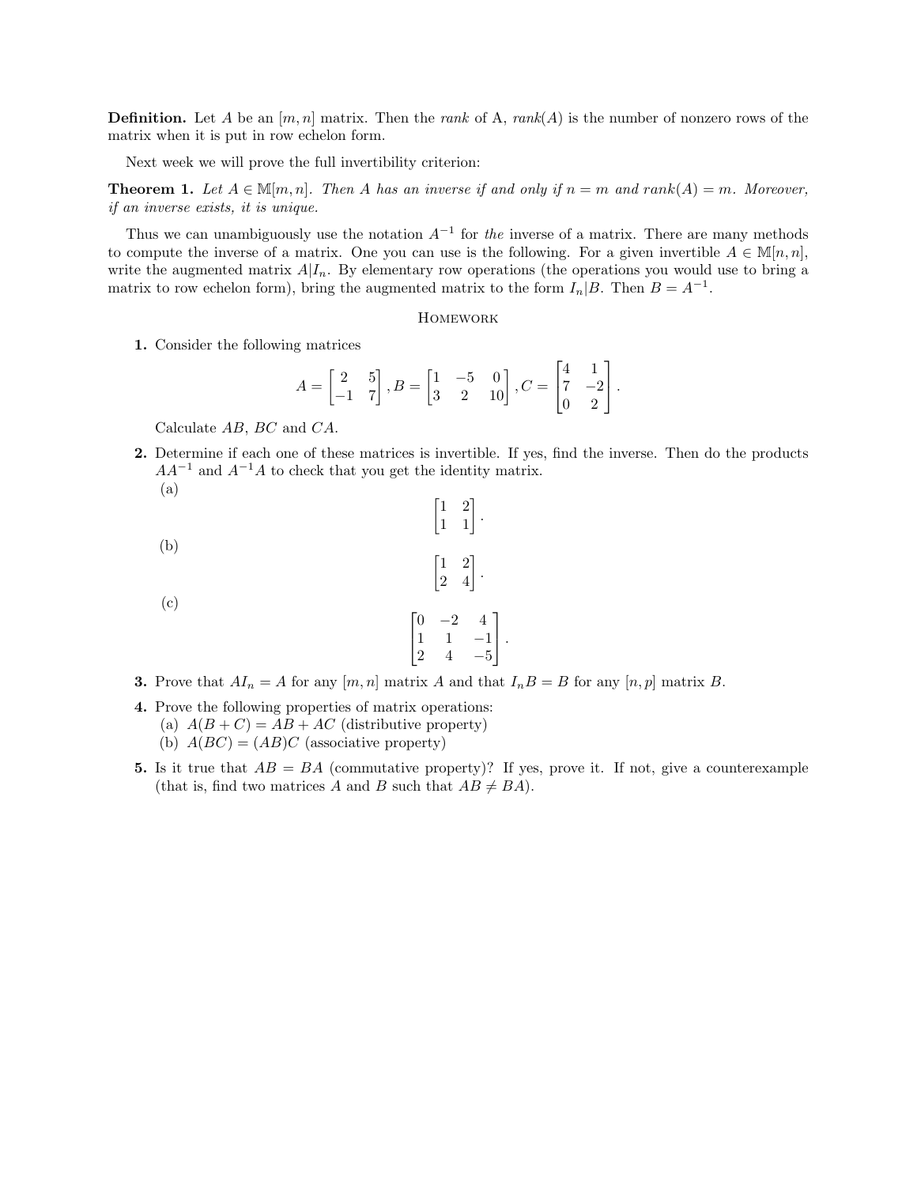**Definition.** Let $A$ be an $[m,n]$ matrix. Then the *rank* of A, *rank*$(A)$ is the number of nonzero rows of the matrix when it is put in row echelon form.

Next week we will prove the full invertibility criterion:

**Theorem 1.** *Let $A \in \mathbb{M}[m,n]$. Then $A$ has an inverse if and only if $n = m$ and $rank(A) = m$. Moreover, if an inverse exists, it is unique.*

Thus we can unambiguously use the notation $A^{-1}$ for *the* inverse of a matrix. There are many methods to compute the inverse of a matrix. One you can use is the following. For a given invertible $A \in \mathbb{M}[n,n]$, write the augmented matrix $A|I_n$. By elementary row operations (the operations you would use to bring a matrix to row echelon form), bring the augmented matrix to the form $I_n|B$. Then $B = A^{-1}$.

## Homework

**1.** Consider the following matrices

$$A = \begin{bmatrix} 2 & 5 \\ -1 & 7 \end{bmatrix}, B = \begin{bmatrix} 1 & -5 & 0 \\ 3 & 2 & 10 \end{bmatrix}, C = \begin{bmatrix} 4 & 1 \\ 7 & -2 \\ 0 & 2 \end{bmatrix}.$$

Calculate $AB$, $BC$ and $CA$.

**2.** Determine if each one of these matrices is invertible. If yes, find the inverse. Then do the products $AA^{-1}$ and $A^{-1}A$ to check that you get the identity matrix.

(a)
$$\begin{bmatrix} 1 & 2 \\ 1 & 1 \end{bmatrix}.$$

(b)
$$\begin{bmatrix} 1 & 2 \\ 2 & 4 \end{bmatrix}.$$

(c)
$$\begin{bmatrix} 0 & -2 & 4 \\ 1 & 1 & -1 \\ 2 & 4 & -5 \end{bmatrix}.$$

**3.** Prove that $AI_n = A$ for any $[m,n]$ matrix $A$ and that $I_nB = B$ for any $[n,p]$ matrix $B$.

**4.** Prove the following properties of matrix operations:

(a) $A(B+C) = AB + AC$ (distributive property)

(b) $A(BC) = (AB)C$ (associative property)

**5.** Is it true that $AB = BA$ (commutative property)? If yes, prove it. If not, give a counterexample (that is, find two matrices $A$ and $B$ such that $AB \neq BA$).